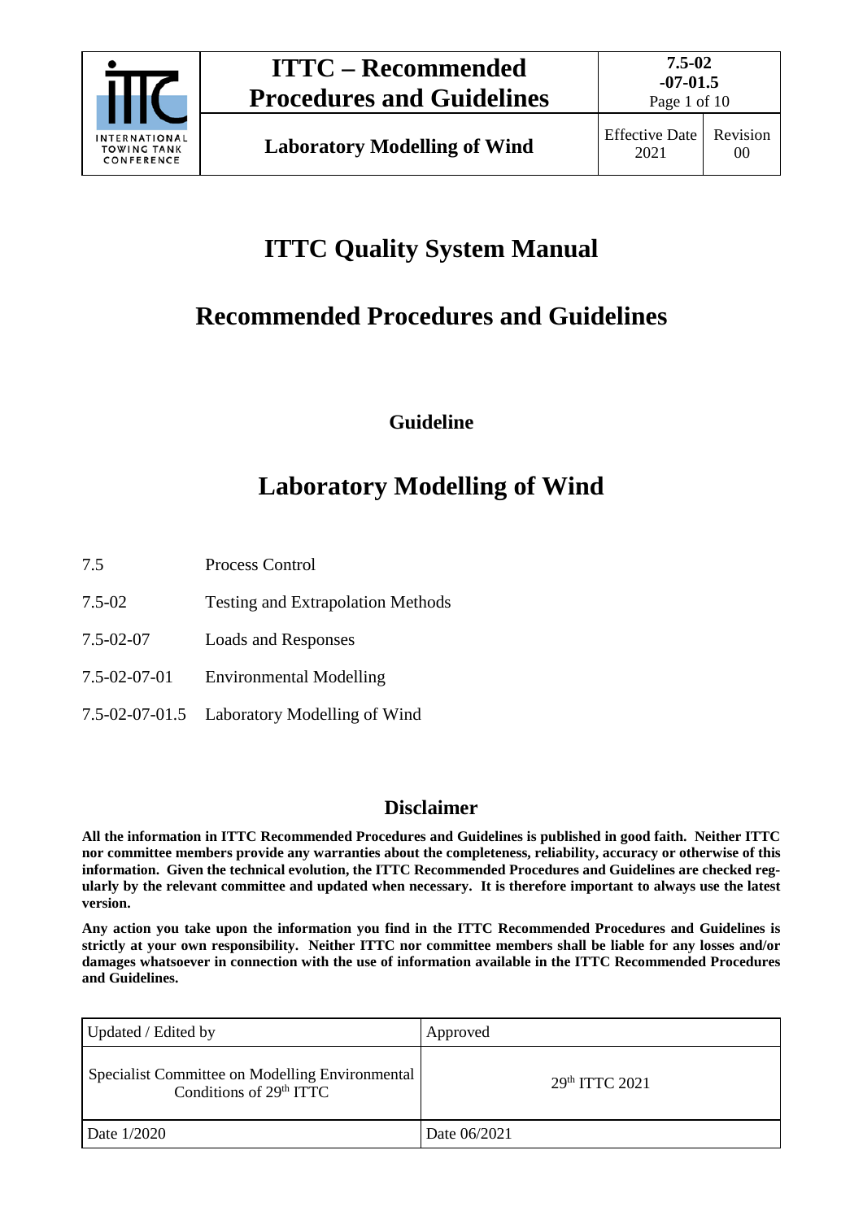# ITTC Quality System Manual

# Recommended Procedures and Guidelines

### Guideline

# Laboratory Modelling of Wind

7.5 Process Control

7.5-02 Testing and Extrapolation Methods

7.5-02-07 Loads and Responses

7.5-02-07-01 Environmental Modelling

7.5-02-07-01.5 Laboratory Modelling of Wind

## Disclaimer

**All the information in ITTC Recommended Procedures and Guidelines is published in good faith. Neither ITTC nor committee members provide any warranties about the completeness, reliability, accuracy or otherwise of this information. Given the technical evolution, the ITTC Recommended Procedures and Guidelines are checked regularly by the relevant committee and updated when necessary. It is therefore important to always use the latest version.**

**Any action you take upon the information you find in the ITTC Recommended Procedures and Guidelines is strictly at your own responsibility. Neither ITTC nor committee members shall be liable for any losses and/or damages whatsoever in connection with the use of information available in the ITTC Recommended Procedures and Guidelines.**

| Updated / Edited by | Approved |
| --- | --- |
| Specialist Committee on Modelling Environmental Conditions of 29th ITTC | 29th ITTC 2021 |
| Date 1/2020 | Date 06/2021 |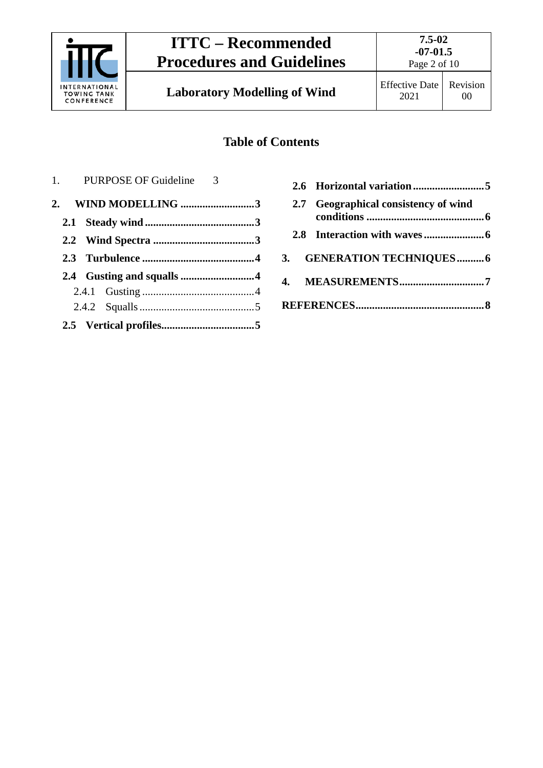## Table of Contents

1. PURPOSE OF Guideline 3

**2. WIND MODELLING ............................3**

- **2.1 Steady wind ........................................3**
- **2.2 Wind Spectra .....................................3**
- **2.3 Turbulence .........................................4**
- **2.4 Gusting and squalls ...........................4**
  - 2.4.1 Gusting .........................................4
  - 2.4.2 Squalls ..........................................5
- **2.5 Vertical profiles..................................5**
- **2.6 Horizontal variation ..........................5**
- **2.7 Geographical consistency of wind conditions ..........................................6**
- **2.8 Interaction with waves ......................6**

**3. GENERATION TECHNIQUES ..........6**

**4. MEASUREMENTS ..............................7**

**REFERENCES..............................................8**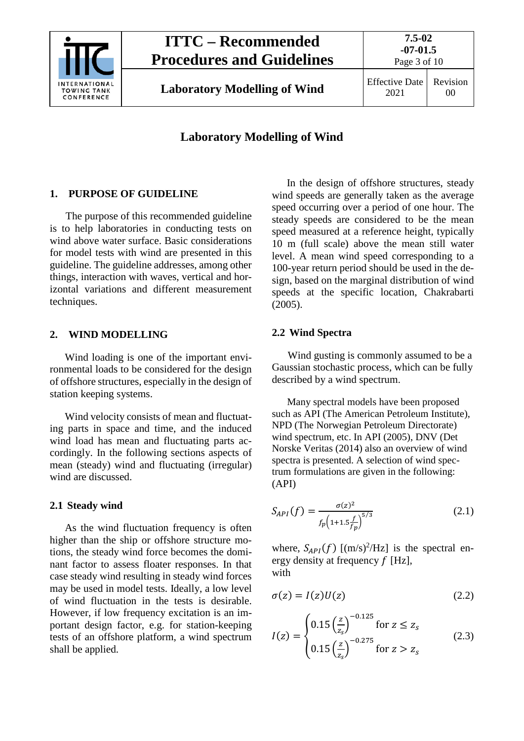# Laboratory Modelling of Wind

## 1. PURPOSE OF GUIDELINE

The purpose of this recommended guideline is to help laboratories in conducting tests on wind above water surface. Basic considerations for model tests with wind are presented in this guideline. The guideline addresses, among other things, interaction with waves, vertical and horizontal variations and different measurement techniques.

## 2. WIND MODELLING

Wind loading is one of the important environmental loads to be considered for the design of offshore structures, especially in the design of station keeping systems.

Wind velocity consists of mean and fluctuating parts in space and time, and the induced wind load has mean and fluctuating parts accordingly. In the following sections aspects of mean (steady) wind and fluctuating (irregular) wind are discussed.

### 2.1 Steady wind

As the wind fluctuation frequency is often higher than the ship or offshore structure motions, the steady wind force becomes the dominant factor to assess floater responses. In that case steady wind resulting in steady wind forces may be used in model tests. Ideally, a low level of wind fluctuation in the tests is desirable. However, if low frequency excitation is an important design factor, e.g. for station-keeping tests of an offshore platform, a wind spectrum shall be applied.

In the design of offshore structures, steady wind speeds are generally taken as the average speed occurring over a period of one hour. The steady speeds are considered to be the mean speed measured at a reference height, typically 10 m (full scale) above the mean still water level. A mean wind speed corresponding to a 100-year return period should be used in the design, based on the marginal distribution of wind speeds at the specific location, Chakrabarti (2005).

### 2.2 Wind Spectra

Wind gusting is commonly assumed to be a Gaussian stochastic process, which can be fully described by a wind spectrum.

Many spectral models have been proposed such as API (The American Petroleum Institute), NPD (The Norwegian Petroleum Directorate) wind spectrum, etc. In API (2005), DNV (Det Norske Veritas (2014) also an overview of wind spectra is presented. A selection of wind spectrum formulations are given in the following: (API)

$$S_{API}(f) = \frac{\sigma(z)^2}{f_p\left(1+1.5\frac{f}{f_p}\right)^{5/3}} \tag{2.1}$$

where, $S_{API}(f)$ [(m/s)$^2$/Hz] is the spectral energy density at frequency $f$ [Hz], with

$$\sigma(z) = I(z)U(z) \tag{2.2}$$

$$I(z) = \begin{cases} 0.15\left(\frac{z}{z_s}\right)^{-0.125} & \text{for } z \leq z_s \\ 0.15\left(\frac{z}{z_s}\right)^{-0.275} & \text{for } z > z_s \end{cases} \tag{2.3}$$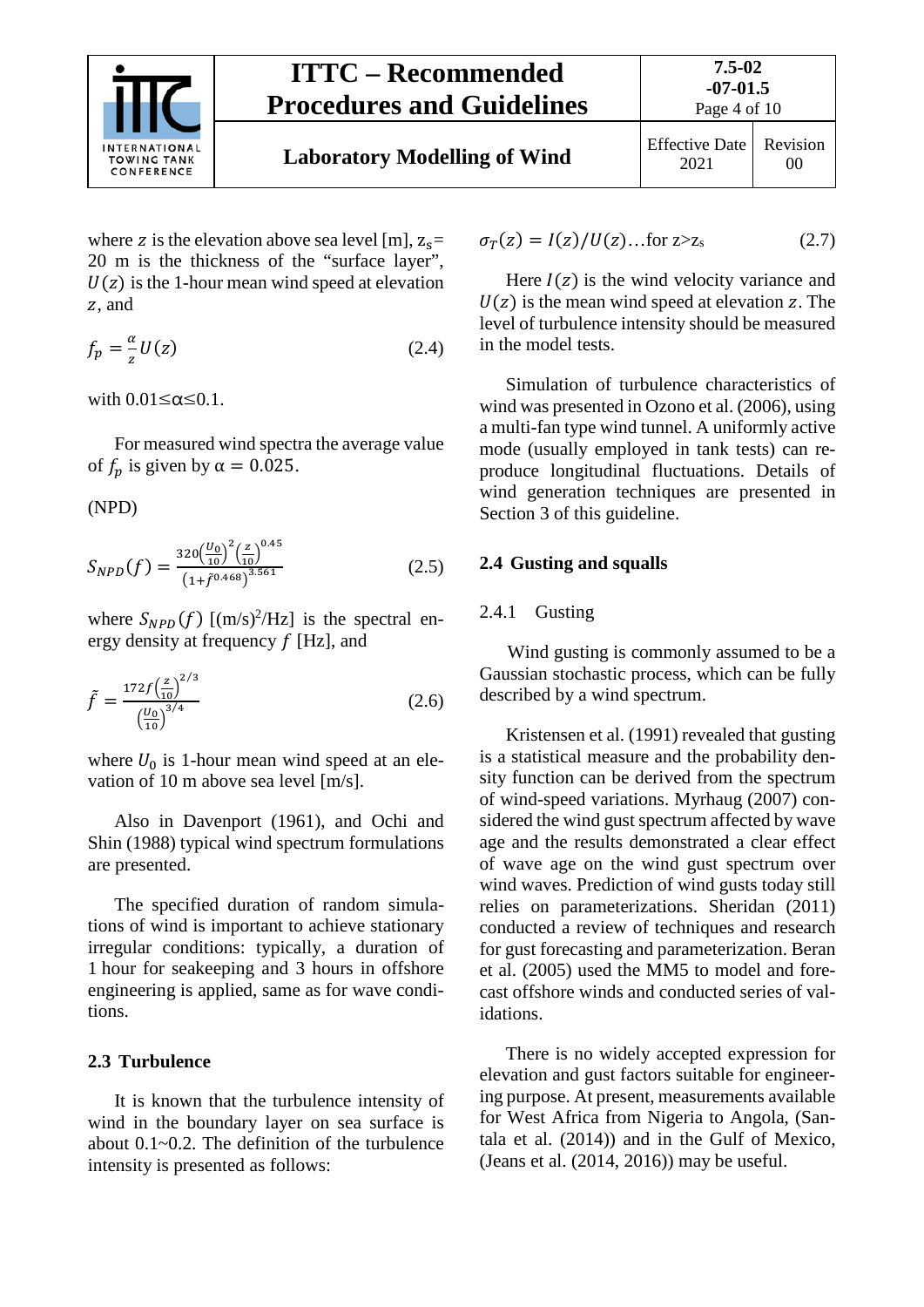where $z$ is the elevation above sea level [m], $z_s$= 20 m is the thickness of the "surface layer", $U(z)$ is the 1-hour mean wind speed at elevation $z$, and

$$f_p = \frac{\alpha}{z} U(z) \tag{2.4}$$

with 0.01≤α≤0.1.

For measured wind spectra the average value of $f_p$ is given by $\alpha = 0.025$.

(NPD)

$$S_{NPD}(f) = \frac{320\left(\frac{U_0}{10}\right)^2\left(\frac{z}{10}\right)^{0.45}}{\left(1+\tilde{f}^{0.468}\right)^{3.561}} \tag{2.5}$$

where $S_{NPD}(f)$ [(m/s)$^2$/Hz] is the spectral energy density at frequency $f$ [Hz], and

$$\tilde{f} = \frac{172 f\left(\frac{z}{10}\right)^{2/3}}{\left(\frac{U_0}{10}\right)^{3/4}} \tag{2.6}$$

where $U_0$ is 1-hour mean wind speed at an elevation of 10 m above sea level [m/s].

Also in Davenport (1961), and Ochi and Shin (1988) typical wind spectrum formulations are presented.

The specified duration of random simulations of wind is important to achieve stationary irregular conditions: typically, a duration of 1 hour for seakeeping and 3 hours in offshore engineering is applied, same as for wave conditions.

## 2.3 Turbulence

It is known that the turbulence intensity of wind in the boundary layer on sea surface is about 0.1~0.2. The definition of the turbulence intensity is presented as follows:

$$\sigma_T(z) = I(z)/U(z) \text{...for } z>z_s \tag{2.7}$$

Here $I(z)$ is the wind velocity variance and $U(z)$ is the mean wind speed at elevation $z$. The level of turbulence intensity should be measured in the model tests.

Simulation of turbulence characteristics of wind was presented in Ozono et al. (2006), using a multi-fan type wind tunnel. A uniformly active mode (usually employed in tank tests) can reproduce longitudinal fluctuations. Details of wind generation techniques are presented in Section 3 of this guideline.

## 2.4 Gusting and squalls

### 2.4.1 Gusting

Wind gusting is commonly assumed to be a Gaussian stochastic process, which can be fully described by a wind spectrum.

Kristensen et al. (1991) revealed that gusting is a statistical measure and the probability density function can be derived from the spectrum of wind-speed variations. Myrhaug (2007) considered the wind gust spectrum affected by wave age and the results demonstrated a clear effect of wave age on the wind gust spectrum over wind waves. Prediction of wind gusts today still relies on parameterizations. Sheridan (2011) conducted a review of techniques and research for gust forecasting and parameterization. Beran et al. (2005) used the MM5 to model and forecast offshore winds and conducted series of validations.

There is no widely accepted expression for elevation and gust factors suitable for engineering purpose. At present, measurements available for West Africa from Nigeria to Angola, (Santala et al. (2014)) and in the Gulf of Mexico, (Jeans et al. (2014, 2016)) may be useful.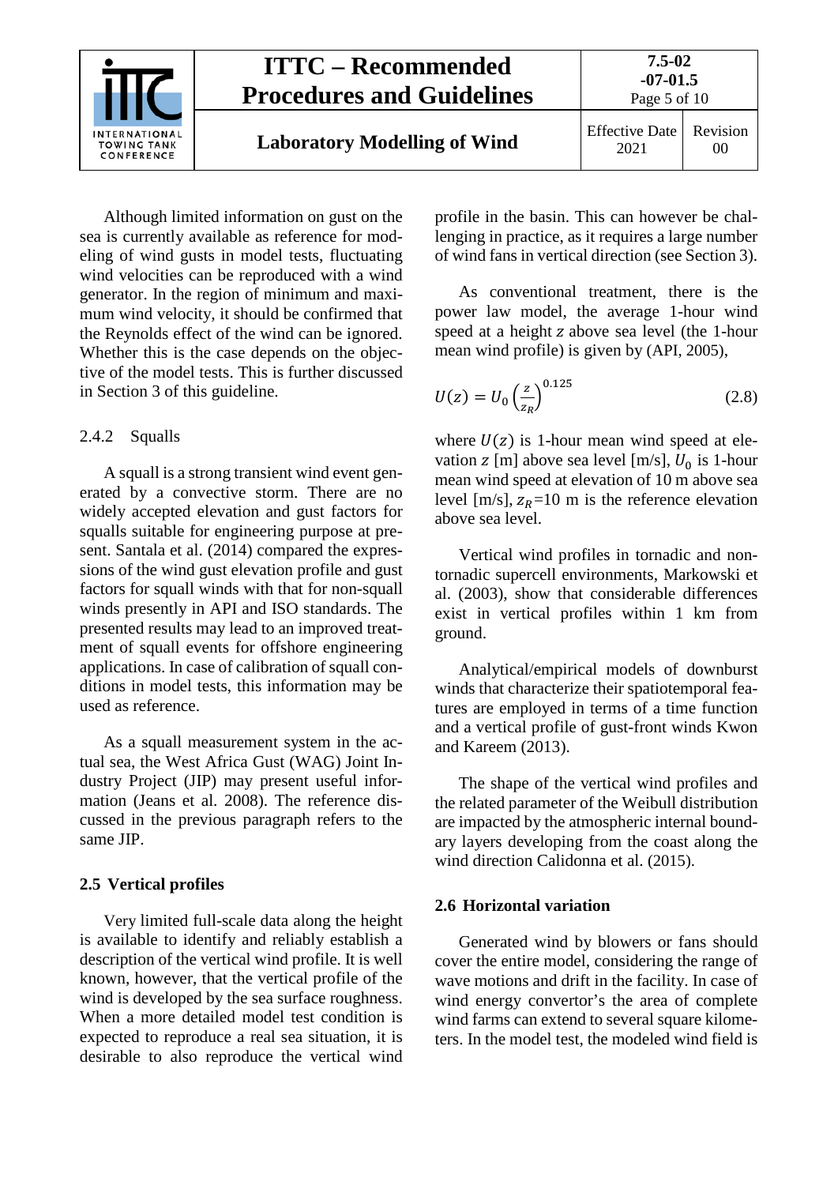Although limited information on gust on the sea is currently available as reference for modeling of wind gusts in model tests, fluctuating wind velocities can be reproduced with a wind generator. In the region of minimum and maximum wind velocity, it should be confirmed that the Reynolds effect of the wind can be ignored. Whether this is the case depends on the objective of the model tests. This is further discussed in Section 3 of this guideline.

### 2.4.2 Squalls

A squall is a strong transient wind event generated by a convective storm. There are no widely accepted elevation and gust factors for squalls suitable for engineering purpose at present. Santala et al. (2014) compared the expressions of the wind gust elevation profile and gust factors for squall winds with that for non-squall winds presently in API and ISO standards. The presented results may lead to an improved treatment of squall events for offshore engineering applications. In case of calibration of squall conditions in model tests, this information may be used as reference.

As a squall measurement system in the actual sea, the West Africa Gust (WAG) Joint Industry Project (JIP) may present useful information (Jeans et al. 2008). The reference discussed in the previous paragraph refers to the same JIP.

## 2.5 Vertical profiles

Very limited full-scale data along the height is available to identify and reliably establish a description of the vertical wind profile. It is well known, however, that the vertical profile of the wind is developed by the sea surface roughness. When a more detailed model test condition is expected to reproduce a real sea situation, it is desirable to also reproduce the vertical wind profile in the basin. This can however be challenging in practice, as it requires a large number of wind fans in vertical direction (see Section 3).

As conventional treatment, there is the power law model, the average 1-hour wind speed at a height $z$ above sea level (the 1-hour mean wind profile) is given by (API, 2005),

$$U(z) = U_0 \left(\frac{z}{z_R}\right)^{0.125} \tag{2.8}$$

where $U(z)$ is 1-hour mean wind speed at elevation $z$ [m] above sea level [m/s], $U_0$ is 1-hour mean wind speed at elevation of 10 m above sea level [m/s], $z_R$=10 m is the reference elevation above sea level.

Vertical wind profiles in tornadic and non-tornadic supercell environments, Markowski et al. (2003), show that considerable differences exist in vertical profiles within 1 km from ground.

Analytical/empirical models of downburst winds that characterize their spatiotemporal features are employed in terms of a time function and a vertical profile of gust-front winds Kwon and Kareem (2013).

The shape of the vertical wind profiles and the related parameter of the Weibull distribution are impacted by the atmospheric internal boundary layers developing from the coast along the wind direction Calidonna et al. (2015).

## 2.6 Horizontal variation

Generated wind by blowers or fans should cover the entire model, considering the range of wave motions and drift in the facility. In case of wind energy convertor's the area of complete wind farms can extend to several square kilometers. In the model test, the modeled wind field is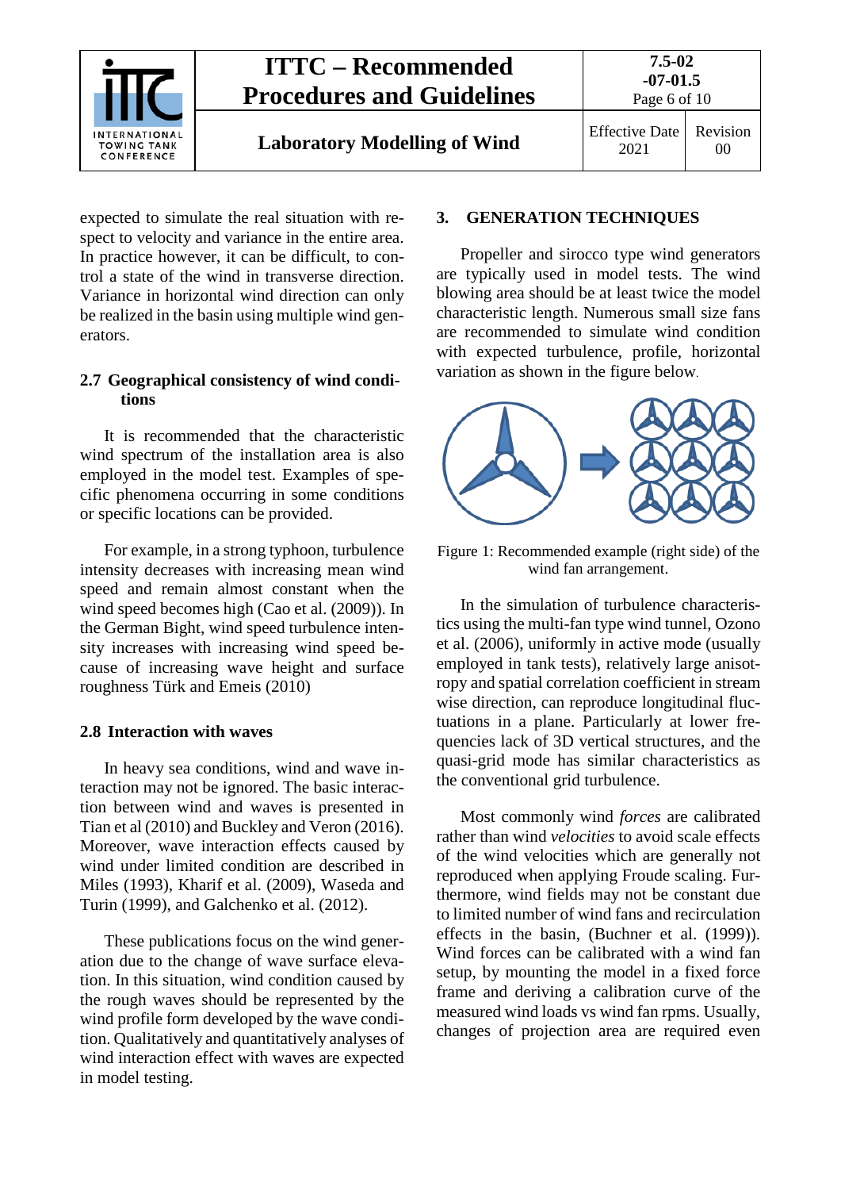expected to simulate the real situation with respect to velocity and variance in the entire area. In practice however, it can be difficult, to control a state of the wind in transverse direction. Variance in horizontal wind direction can only be realized in the basin using multiple wind generators.

### 2.7 Geographical consistency of wind conditions

It is recommended that the characteristic wind spectrum of the installation area is also employed in the model test. Examples of specific phenomena occurring in some conditions or specific locations can be provided.

For example, in a strong typhoon, turbulence intensity decreases with increasing mean wind speed and remain almost constant when the wind speed becomes high (Cao et al. (2009)). In the German Bight, wind speed turbulence intensity increases with increasing wind speed because of increasing wave height and surface roughness Türk and Emeis (2010)

### 2.8 Interaction with waves

In heavy sea conditions, wind and wave interaction may not be ignored. The basic interaction between wind and waves is presented in Tian et al (2010) and Buckley and Veron (2016). Moreover, wave interaction effects caused by wind under limited condition are described in Miles (1993), Kharif et al. (2009), Waseda and Turin (1999), and Galchenko et al. (2012).

These publications focus on the wind generation due to the change of wave surface elevation. In this situation, wind condition caused by the rough waves should be represented by the wind profile form developed by the wave condition. Qualitatively and quantitatively analyses of wind interaction effect with waves are expected in model testing.

## 3. GENERATION TECHNIQUES

Propeller and sirocco type wind generators are typically used in model tests. The wind blowing area should be at least twice the model characteristic length. Numerous small size fans are recommended to simulate wind condition with expected turbulence, profile, horizontal variation as shown in the figure below.

Figure 1: Recommended example (right side) of the wind fan arrangement.

In the simulation of turbulence characteristics using the multi-fan type wind tunnel, Ozono et al. (2006), uniformly in active mode (usually employed in tank tests), relatively large anisotropy and spatial correlation coefficient in stream wise direction, can reproduce longitudinal fluctuations in a plane. Particularly at lower frequencies lack of 3D vertical structures, and the quasi-grid mode has similar characteristics as the conventional grid turbulence.

Most commonly wind *forces* are calibrated rather than wind *velocities* to avoid scale effects of the wind velocities which are generally not reproduced when applying Froude scaling. Furthermore, wind fields may not be constant due to limited number of wind fans and recirculation effects in the basin, (Buchner et al. (1999)). Wind forces can be calibrated with a wind fan setup, by mounting the model in a fixed force frame and deriving a calibration curve of the measured wind loads vs wind fan rpms. Usually, changes of projection area are required even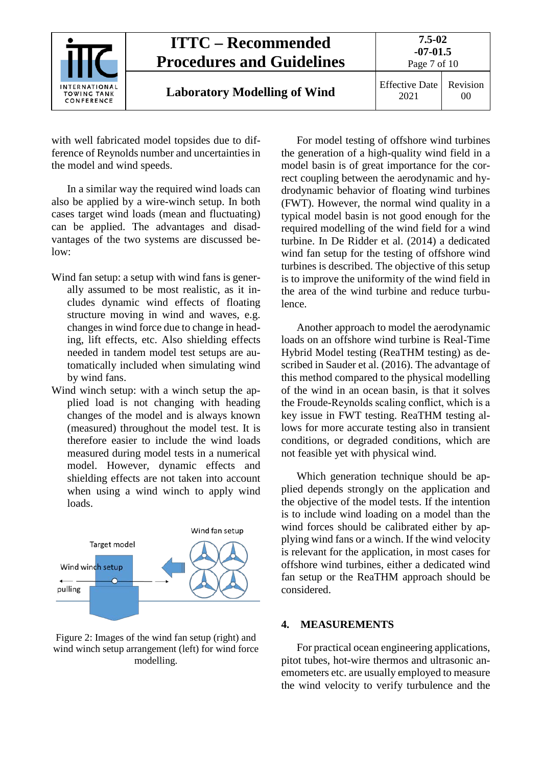with well fabricated model topsides due to difference of Reynolds number and uncertainties in the model and wind speeds.

In a similar way the required wind loads can also be applied by a wire-winch setup. In both cases target wind loads (mean and fluctuating) can be applied. The advantages and disadvantages of the two systems are discussed below:

Wind fan setup: a setup with wind fans is generally assumed to be most realistic, as it includes dynamic wind effects of floating structure moving in wind and waves, e.g. changes in wind force due to change in heading, lift effects, etc. Also shielding effects needed in tandem model test setups are automatically included when simulating wind by wind fans.

Wind winch setup: with a winch setup the applied load is not changing with heading changes of the model and is always known (measured) throughout the model test. It is therefore easier to include the wind loads measured during model tests in a numerical model. However, dynamic effects and shielding effects are not taken into account when using a wind winch to apply wind loads.

Figure 2: Images of the wind fan setup (right) and wind winch setup arrangement (left) for wind force modelling.

For model testing of offshore wind turbines the generation of a high-quality wind field in a model basin is of great importance for the correct coupling between the aerodynamic and hydrodynamic behavior of floating wind turbines (FWT). However, the normal wind quality in a typical model basin is not good enough for the required modelling of the wind field for a wind turbine. In De Ridder et al. (2014) a dedicated wind fan setup for the testing of offshore wind turbines is described. The objective of this setup is to improve the uniformity of the wind field in the area of the wind turbine and reduce turbulence.

Another approach to model the aerodynamic loads on an offshore wind turbine is Real-Time Hybrid Model testing (ReaTHM testing) as described in Sauder et al. (2016). The advantage of this method compared to the physical modelling of the wind in an ocean basin, is that it solves the Froude-Reynolds scaling conflict, which is a key issue in FWT testing. ReaTHM testing allows for more accurate testing also in transient conditions, or degraded conditions, which are not feasible yet with physical wind.

Which generation technique should be applied depends strongly on the application and the objective of the model tests. If the intention is to include wind loading on a model than the wind forces should be calibrated either by applying wind fans or a winch. If the wind velocity is relevant for the application, in most cases for offshore wind turbines, either a dedicated wind fan setup or the ReaTHM approach should be considered.

## 4. MEASUREMENTS

For practical ocean engineering applications, pitot tubes, hot-wire thermos and ultrasonic anemometers etc. are usually employed to measure the wind velocity to verify turbulence and the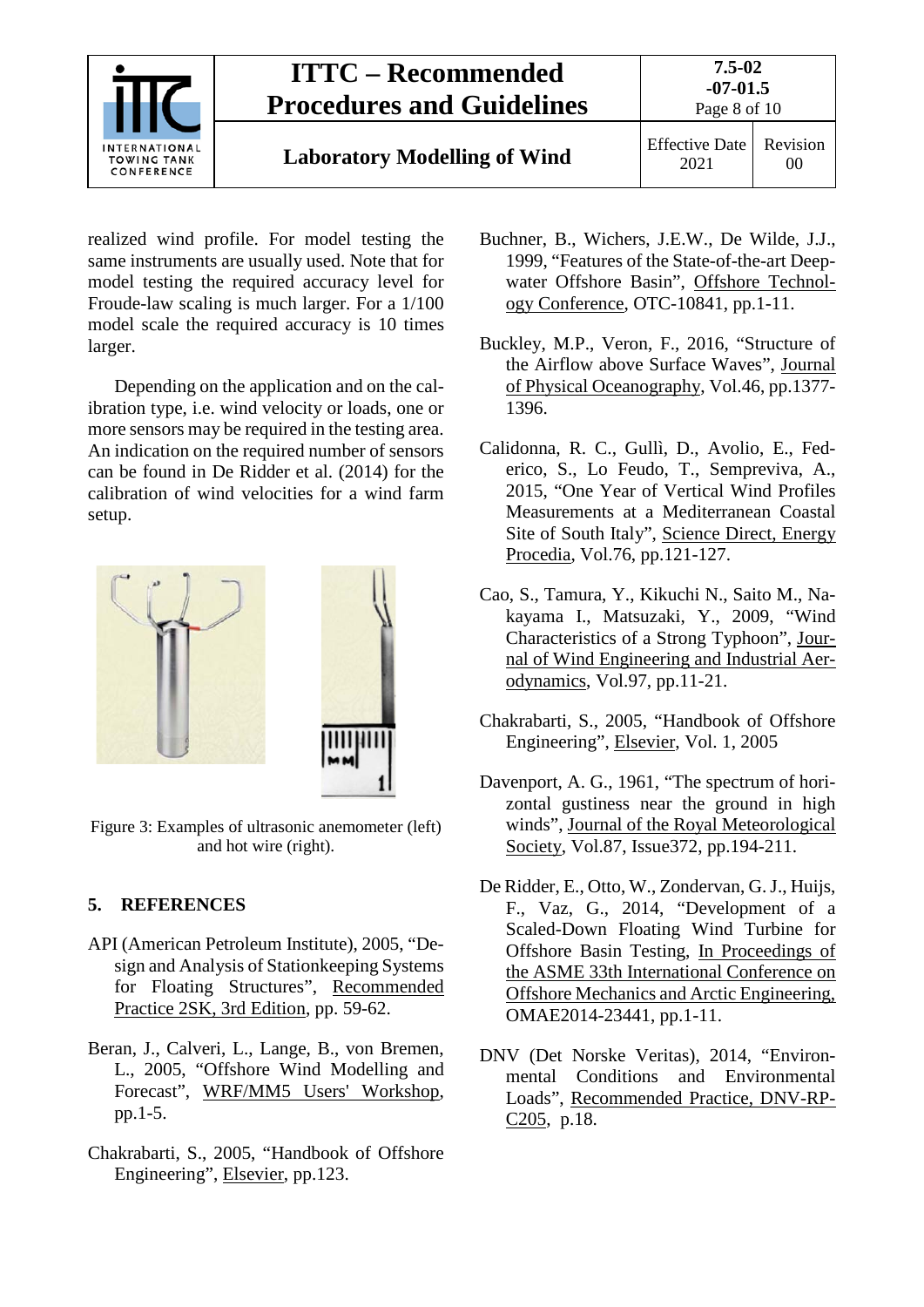realized wind profile. For model testing the same instruments are usually used. Note that for model testing the required accuracy level for Froude-law scaling is much larger. For a 1/100 model scale the required accuracy is 10 times larger.

Depending on the application and on the calibration type, i.e. wind velocity or loads, one or more sensors may be required in the testing area. An indication on the required number of sensors can be found in De Ridder et al. (2014) for the calibration of wind velocities for a wind farm setup.

Figure 3: Examples of ultrasonic anemometer (left) and hot wire (right).

## 5. REFERENCES

API (American Petroleum Institute), 2005, "Design and Analysis of Stationkeeping Systems for Floating Structures", Recommended Practice 2SK, 3rd Edition, pp. 59-62.

Beran, J., Calveri, L., Lange, B., von Bremen, L., 2005, "Offshore Wind Modelling and Forecast", WRF/MM5 Users' Workshop, pp.1-5.

Chakrabarti, S., 2005, "Handbook of Offshore Engineering", Elsevier, pp.123.

Buchner, B., Wichers, J.E.W., De Wilde, J.J., 1999, "Features of the State-of-the-art Deepwater Offshore Basin", Offshore Technology Conference, OTC-10841, pp.1-11.

Buckley, M.P., Veron, F., 2016, "Structure of the Airflow above Surface Waves", Journal of Physical Oceanography, Vol.46, pp.1377-1396.

Calidonna, R. C., Gullì, D., Avolio, E., Federico, S., Lo Feudo, T., Sempreviva, A., 2015, "One Year of Vertical Wind Profiles Measurements at a Mediterranean Coastal Site of South Italy", Science Direct, Energy Procedia, Vol.76, pp.121-127.

Cao, S., Tamura, Y., Kikuchi N., Saito M., Nakayama I., Matsuzaki, Y., 2009, "Wind Characteristics of a Strong Typhoon", Journal of Wind Engineering and Industrial Aerodynamics, Vol.97, pp.11-21.

Chakrabarti, S., 2005, "Handbook of Offshore Engineering", Elsevier, Vol. 1, 2005

Davenport, A. G., 1961, "The spectrum of horizontal gustiness near the ground in high winds", Journal of the Royal Meteorological Society, Vol.87, Issue372, pp.194-211.

De Ridder, E., Otto, W., Zondervan, G. J., Huijs, F., Vaz, G., 2014, "Development of a Scaled-Down Floating Wind Turbine for Offshore Basin Testing, In Proceedings of the ASME 33th International Conference on Offshore Mechanics and Arctic Engineering, OMAE2014-23441, pp.1-11.

DNV (Det Norske Veritas), 2014, "Environmental Conditions and Environmental Loads", Recommended Practice, DNV-RP-C205, p.18.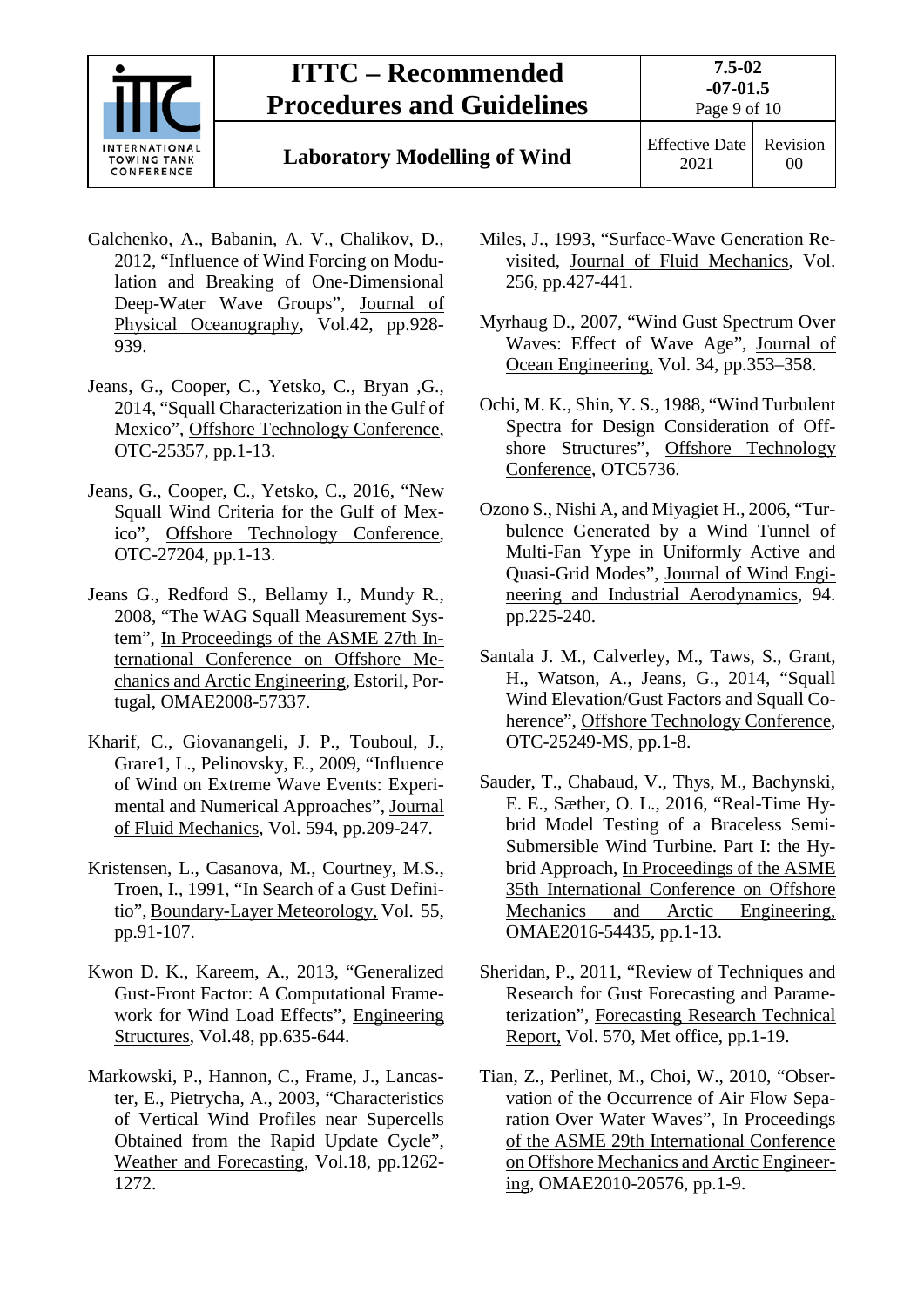Galchenko, A., Babanin, A. V., Chalikov, D., 2012, "Influence of Wind Forcing on Modulation and Breaking of One-Dimensional Deep-Water Wave Groups", Journal of Physical Oceanography, Vol.42, pp.928-939.

Jeans, G., Cooper, C., Yetsko, C., Bryan ,G., 2014, "Squall Characterization in the Gulf of Mexico", Offshore Technology Conference, OTC-25357, pp.1-13.

Jeans, G., Cooper, C., Yetsko, C., 2016, "New Squall Wind Criteria for the Gulf of Mexico", Offshore Technology Conference, OTC-27204, pp.1-13.

Jeans G., Redford S., Bellamy I., Mundy R., 2008, "The WAG Squall Measurement System", In Proceedings of the ASME 27th International Conference on Offshore Mechanics and Arctic Engineering, Estoril, Portugal, OMAE2008-57337.

Kharif, C., Giovanangeli, J. P., Touboul, J., Grare1, L., Pelinovsky, E., 2009, "Influence of Wind on Extreme Wave Events: Experimental and Numerical Approaches", Journal of Fluid Mechanics, Vol. 594, pp.209-247.

Kristensen, L., Casanova, M., Courtney, M.S., Troen, I., 1991, "In Search of a Gust Definitio", Boundary-Layer Meteorology, Vol. 55, pp.91-107.

Kwon D. K., Kareem, A., 2013, "Generalized Gust-Front Factor: A Computational Framework for Wind Load Effects", Engineering Structures, Vol.48, pp.635-644.

Markowski, P., Hannon, C., Frame, J., Lancaster, E., Pietrycha, A., 2003, "Characteristics of Vertical Wind Profiles near Supercells Obtained from the Rapid Update Cycle", Weather and Forecasting, Vol.18, pp.1262-1272.

Miles, J., 1993, "Surface-Wave Generation Revisited, Journal of Fluid Mechanics, Vol. 256, pp.427-441.

Myrhaug D., 2007, "Wind Gust Spectrum Over Waves: Effect of Wave Age", Journal of Ocean Engineering, Vol. 34, pp.353–358.

Ochi, M. K., Shin, Y. S., 1988, "Wind Turbulent Spectra for Design Consideration of Offshore Structures", Offshore Technology Conference, OTC5736.

Ozono S., Nishi A, and Miyagiet H., 2006, "Turbulence Generated by a Wind Tunnel of Multi-Fan Ype in Uniformly Active and Quasi-Grid Modes", Journal of Wind Engineering and Industrial Aerodynamics, 94. pp.225-240.

Santala J. M., Calverley, M., Taws, S., Grant, H., Watson, A., Jeans, G., 2014, "Squall Wind Elevation/Gust Factors and Squall Coherence", Offshore Technology Conference, OTC-25249-MS, pp.1-8.

Sauder, T., Chabaud, V., Thys, M., Bachynski, E. E., Sæther, O. L., 2016, "Real-Time Hybrid Model Testing of a Braceless Semi-Submersible Wind Turbine. Part I: the Hybrid Approach, In Proceedings of the ASME 35th International Conference on Offshore Mechanics and Arctic Engineering, OMAE2016-54435, pp.1-13.

Sheridan, P., 2011, "Review of Techniques and Research for Gust Forecasting and Parameterization", Forecasting Research Technical Report, Vol. 570, Met office, pp.1-19.

Tian, Z., Perlinet, M., Choi, W., 2010, "Observation of the Occurrence of Air Flow Separation Over Water Waves", In Proceedings of the ASME 29th International Conference on Offshore Mechanics and Arctic Engineering, OMAE2010-20576, pp.1-9.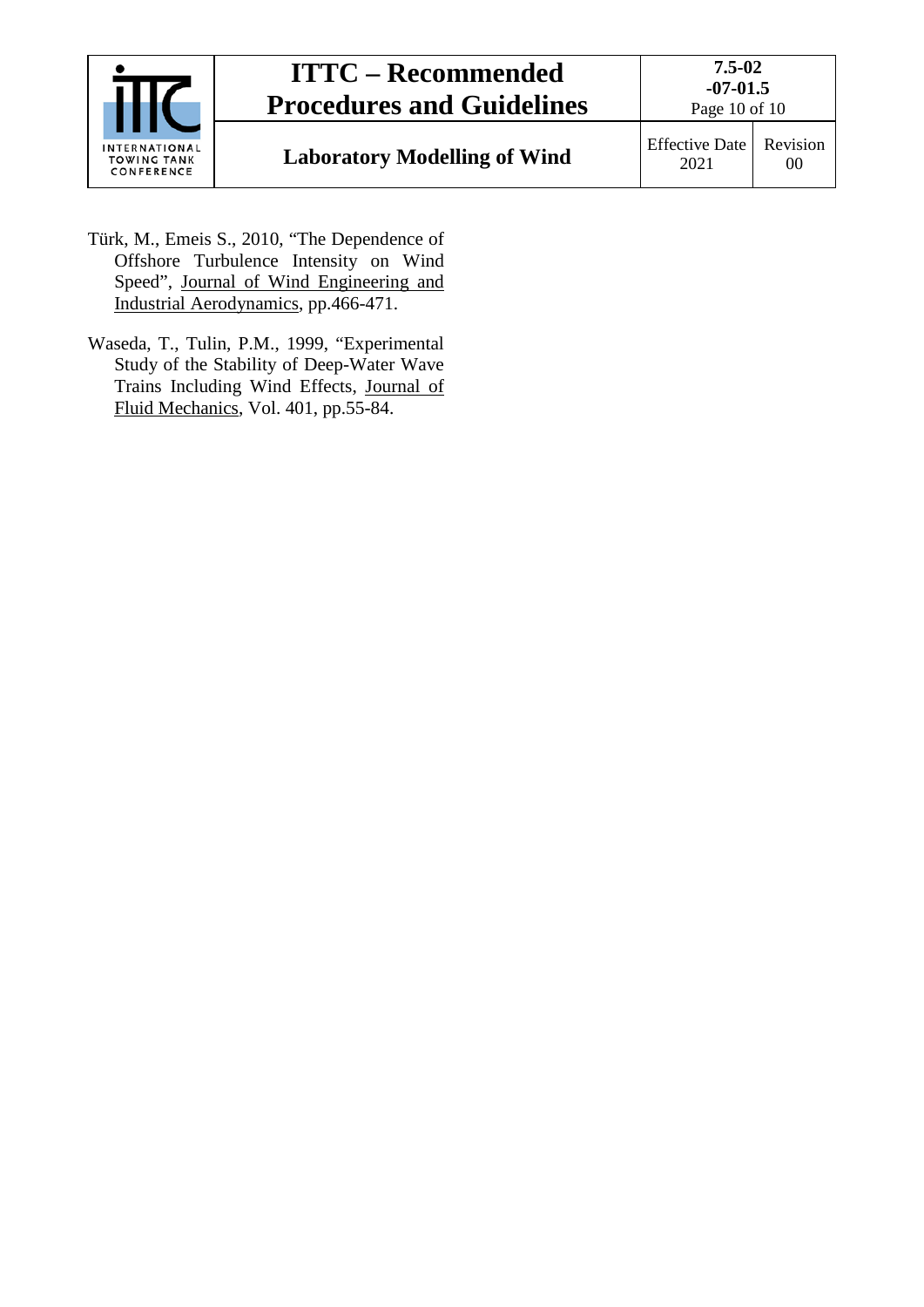Türk, M., Emeis S., 2010, "The Dependence of Offshore Turbulence Intensity on Wind Speed", Journal of Wind Engineering and Industrial Aerodynamics, pp.466-471.

Waseda, T., Tulin, P.M., 1999, "Experimental Study of the Stability of Deep-Water Wave Trains Including Wind Effects, Journal of Fluid Mechanics, Vol. 401, pp.55-84.